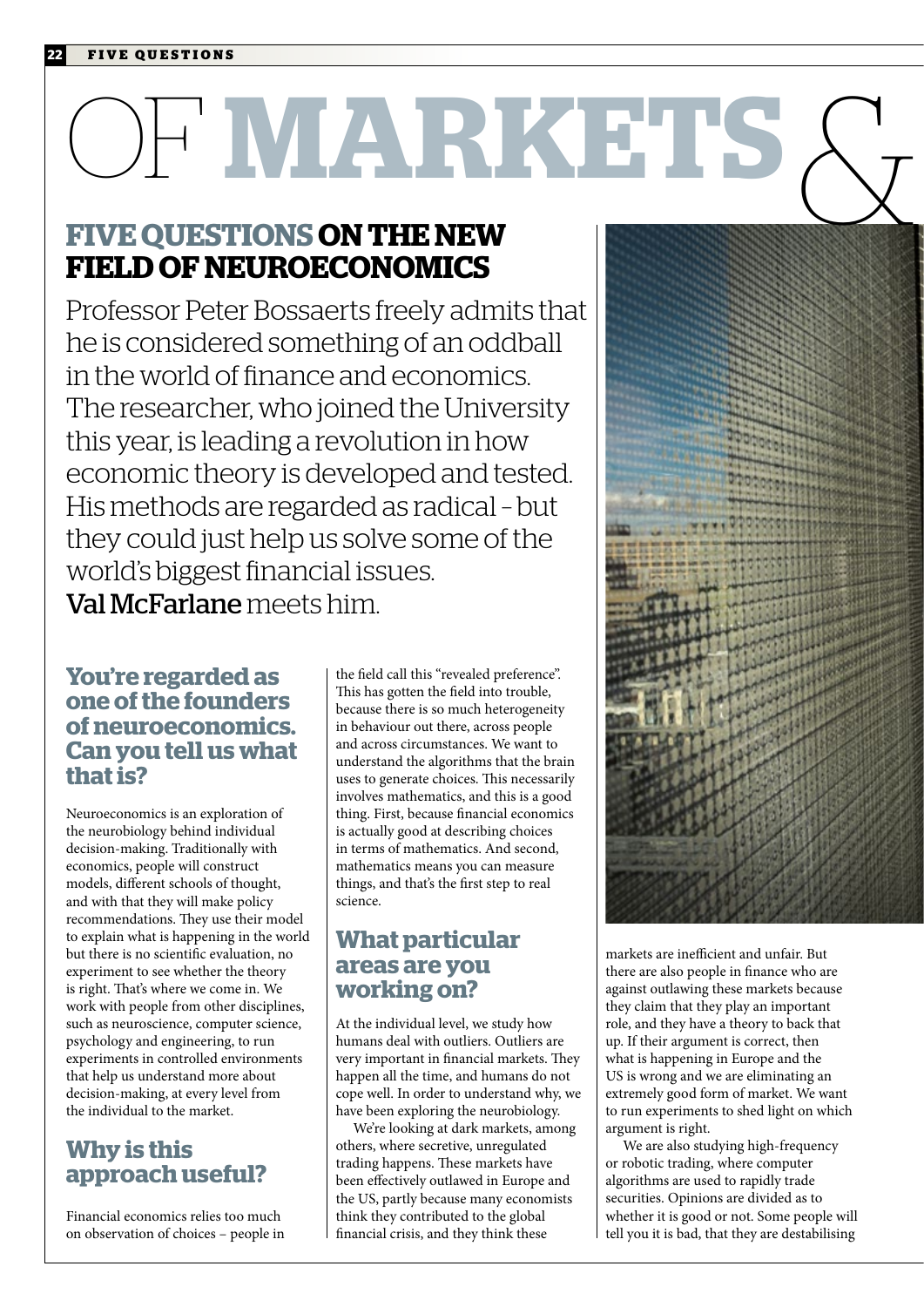# OF MARKETS &

## FIVE QUESTIONS ON THE NEW FIELD OF NEUROECONOMICS

Professor Peter Bossaerts freely admits that he is considered something of an oddball in the world of finance and economics. The researcher, who joined the University this year, is leading a revolution in how economic theory is developed and tested. His methods are regarded as radical – but they could just help us solve some of the world's biggest financial issues. **Val McFarlane** meets him.

### You're regarded as one of the founders of neuroeconomics. Can you tell us what that is?

Neuroeconomics is an exploration of the neurobiology behind individual decision-making. Traditionally with economics, people will construct models, different schools of thought, and with that they will make policy recommendations. They use their model to explain what is happening in the world but there is no scientific evaluation, no experiment to see whether the theory is right. That's where we come in. We work with people from other disciplines, such as neuroscience, computer science, psychology and engineering, to run experiments in controlled environments that help us understand more about decision-making, at every level from the individual to the market.

### Why is this approach useful?

Financial economics relies too much on observation of choices – people in the field call this "revealed preference". This has gotten the field into trouble, because there is so much heterogeneity in behaviour out there, across people and across circumstances. We want to understand the algorithms that the brain uses to generate choices. This necessarily involves mathematics, and this is a good thing. First, because financial economics is actually good at describing choices in terms of mathematics. And second, mathematics means you can measure things, and that's the first step to real science.

### What particular areas are you working on?

At the individual level, we study how humans deal with outliers. Outliers are very important in financial markets. They happen all the time, and humans do not cope well. In order to understand why, we have been exploring the neurobiology.

We're looking at dark markets, among others, where secretive, unregulated trading happens. These markets have been effectively outlawed in Europe and the US, partly because many economists think they contributed to the global financial crisis, and they think these markets are inefficient and unfair. But there are also people in finance who are against outlawing these markets because they claim that they play an important role, and they have a theory to back that up. If their argument is correct, then what is happening in Europe and the US is wrong and we are eliminating an extremely good form of market. We want to run experiments to shed light on which argument is right.

We are also studying high-frequency or robotic trading, where computer algorithms are used to rapidly trade securities. Opinions are divided as to whether it is good or not. Some people will tell you it is bad, that they are destabilising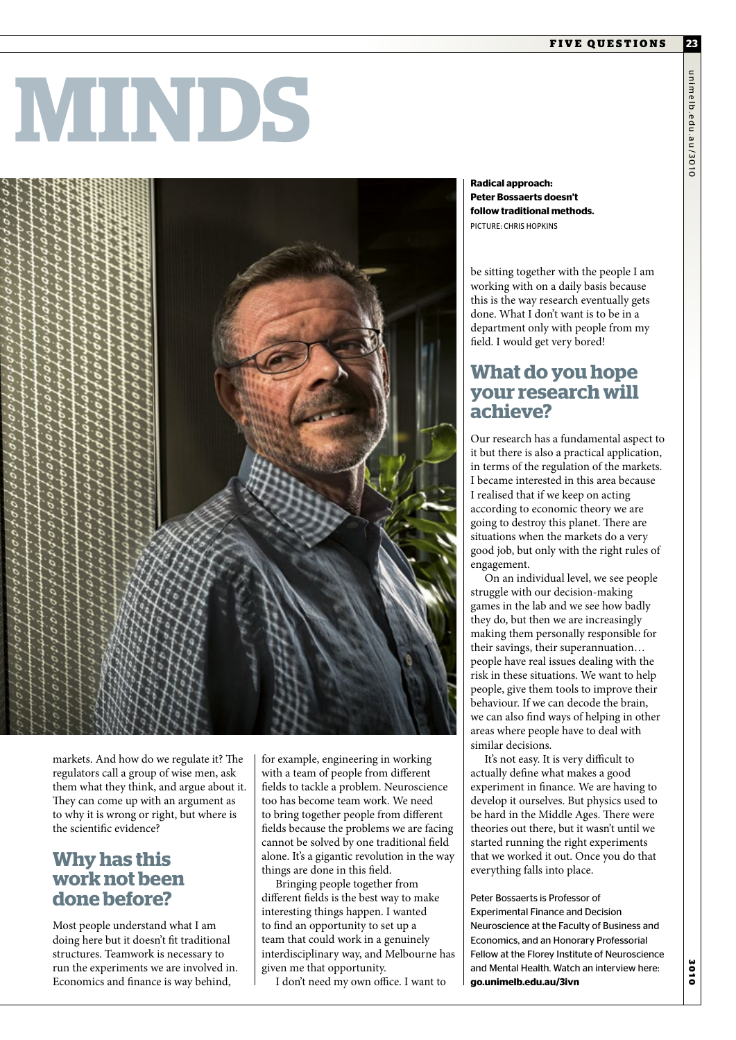# MINDS

**Radical approach: Peter Bossaerts doesn't follow traditional methods.**
PICTURE: CHRIS HOPKINS

markets. And how do we regulate it? The regulators call a group of wise men, ask them what they think, and argue about it. They can come up with an argument as to why it is wrong or right, but where is the scientific evidence?

## Why has this work not been done before?

Most people understand what I am doing here but it doesn't fit traditional structures. Teamwork is necessary to run the experiments we are involved in. Economics and finance is way behind, for example, engineering in working with a team of people from different fields to tackle a problem. Neuroscience too has become team work. We need to bring together people from different fields because the problems we are facing cannot be solved by one traditional field alone. It's a gigantic revolution in the way things are done in this field.

Bringing people together from different fields is the best way to make interesting things happen. I wanted to find an opportunity to set up a team that could work in a genuinely interdisciplinary way, and Melbourne has given me that opportunity.

I don't need my own office. I want to be sitting together with the people I am working with on a daily basis because this is the way research eventually gets done. What I don't want is to be in a department only with people from my field. I would get very bored!

## What do you hope your research will achieve?

Our research has a fundamental aspect to it but there is also a practical application, in terms of the regulation of the markets. I became interested in this area because I realised that if we keep on acting according to economic theory we are going to destroy this planet. There are situations when the markets do a very good job, but only with the right rules of engagement.

On an individual level, we see people struggle with our decision-making games in the lab and we see how badly they do, but then we are increasingly making them personally responsible for their savings, their superannuation… people have real issues dealing with the risk in these situations. We want to help people, give them tools to improve their behaviour. If we can decode the brain, we can also find ways of helping in other areas where people have to deal with similar decisions.

It's not easy. It is very difficult to actually define what makes a good experiment in finance. We are having to develop it ourselves. But physics used to be hard in the Middle Ages. There were theories out there, but it wasn't until we started running the right experiments that we worked it out. Once you do that everything falls into place.

Peter Bossaerts is Professor of Experimental Finance and Decision Neuroscience at the Faculty of Business and Economics, and an Honorary Professorial Fellow at the Florey Institute of Neuroscience and Mental Health. Watch an interview here: **go.unimelb.edu.au/3ivn**